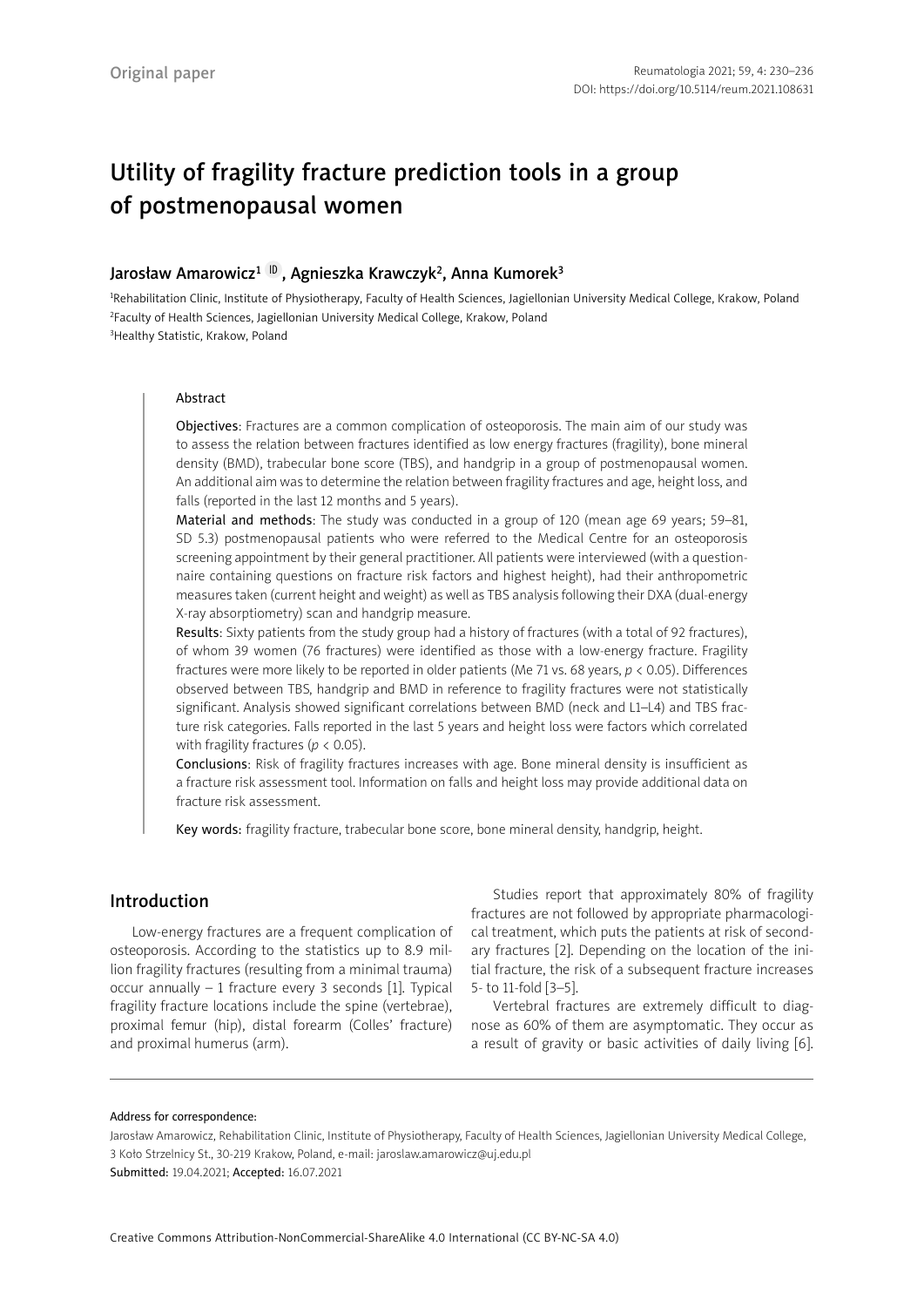Original paper

# Utility of fragility fracture prediction tools in a group of postmenopausal women

Jarosław Amarowicz[1], Agnieszka Krawczyk[2], Anna Kumorek[3]

[1]Rehabilitation Clinic, Institute of Physiotherapy, Faculty of Health Sciences, Jagiellonian University Medical College, Krakow, Poland
[2]Faculty of Health Sciences, Jagiellonian University Medical College, Krakow, Poland
[3]Healthy Statistic, Krakow, Poland

## Abstract

**Objectives**: Fractures are a common complication of osteoporosis. The main aim of our study was to assess the relation between fractures identified as low energy fractures (fragility), bone mineral density (BMD), trabecular bone score (TBS), and handgrip in a group of postmenopausal women. An additional aim was to determine the relation between fragility fractures and age, height loss, and falls (reported in the last 12 months and 5 years).

**Material and methods**: The study was conducted in a group of 120 (mean age 69 years; 59–81, SD 5.3) postmenopausal patients who were referred to the Medical Centre for an osteoporosis screening appointment by their general practitioner. All patients were interviewed (with a questionnaire containing questions on fracture risk factors and highest height), had their anthropometric measures taken (current height and weight) as well as TBS analysis following their DXA (dual-energy X-ray absorptiometry) scan and handgrip measure.

**Results**: Sixty patients from the study group had a history of fractures (with a total of 92 fractures), of whom 39 women (76 fractures) were identified as those with a low-energy fracture. Fragility fractures were more likely to be reported in older patients (Me 71 vs. 68 years, $p < 0.05$). Differences observed between TBS, handgrip and BMD in reference to fragility fractures were not statistically significant. Analysis showed significant correlations between BMD (neck and L1–L4) and TBS fracture risk categories. Falls reported in the last 5 years and height loss were factors which correlated with fragility fractures ($p < 0.05$).

**Conclusions**: Risk of fragility fractures increases with age. Bone mineral density is insufficient as a fracture risk assessment tool. Information on falls and height loss may provide additional data on fracture risk assessment.

**Key words:** fragility fracture, trabecular bone score, bone mineral density, handgrip, height.

## Introduction

Low-energy fractures are a frequent complication of osteoporosis. According to the statistics up to 8.9 million fragility fractures (resulting from a minimal trauma) occur annually – 1 fracture every 3 seconds [1]. Typical fragility fracture locations include the spine (vertebrae), proximal femur (hip), distal forearm (Colles' fracture) and proximal humerus (arm).

Studies report that approximately 80% of fragility fractures are not followed by appropriate pharmacological treatment, which puts the patients at risk of secondary fractures [2]. Depending on the location of the initial fracture, the risk of a subsequent fracture increases 5- to 11-fold [3–5].

Vertebral fractures are extremely difficult to diagnose as 60% of them are asymptomatic. They occur as a result of gravity or basic activities of daily living [6].

Address for correspondence:
Jarosław Amarowicz, Rehabilitation Clinic, Institute of Physiotherapy, Faculty of Health Sciences, Jagiellonian University Medical College, 3 Koło Strzelnicy St., 30-219 Krakow, Poland, e-mail: jaroslaw.amarowicz@uj.edu.pl
Submitted: 19.04.2021; Accepted: 16.07.2021

Creative Commons Attribution-NonCommercial-ShareAlike 4.0 International (CC BY-NC-SA 4.0)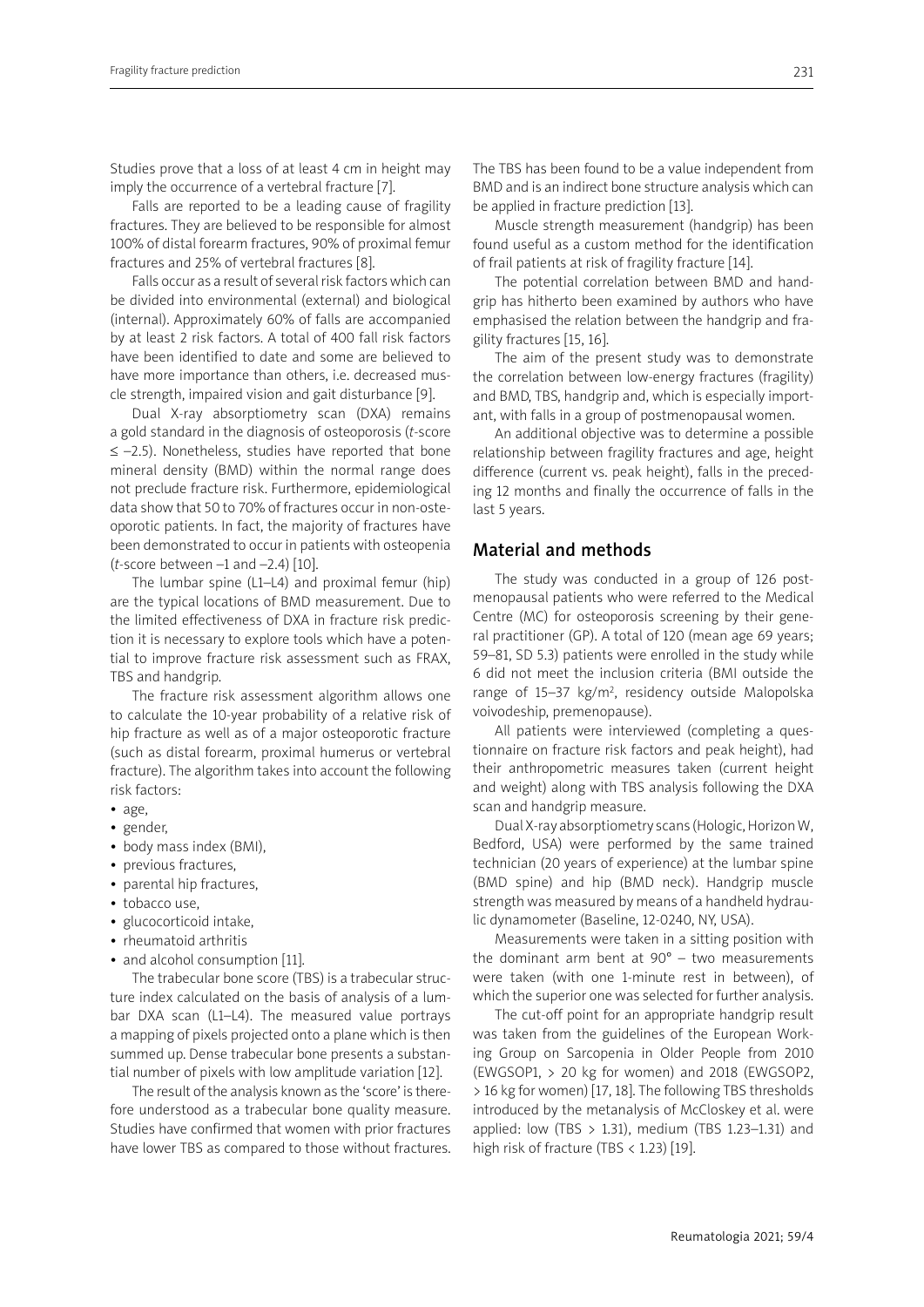Studies prove that a loss of at least 4 cm in height may imply the occurrence of a vertebral fracture [7].

Falls are reported to be a leading cause of fragility fractures. They are believed to be responsible for almost 100% of distal forearm fractures, 90% of proximal femur fractures and 25% of vertebral fractures [8].

Falls occur as a result of several risk factors which can be divided into environmental (external) and biological (internal). Approximately 60% of falls are accompanied by at least 2 risk factors. A total of 400 fall risk factors have been identified to date and some are believed to have more importance than others, i.e. decreased muscle strength, impaired vision and gait disturbance [9].

Dual X-ray absorptiometry scan (DXA) remains a gold standard in the diagnosis of osteoporosis (*t*-score ≤ –2.5). Nonetheless, studies have reported that bone mineral density (BMD) within the normal range does not preclude fracture risk. Furthermore, epidemiological data show that 50 to 70% of fractures occur in non-osteoporotic patients. In fact, the majority of fractures have been demonstrated to occur in patients with osteopenia (*t*-score between –1 and –2.4) [10].

The lumbar spine (L1–L4) and proximal femur (hip) are the typical locations of BMD measurement. Due to the limited effectiveness of DXA in fracture risk prediction it is necessary to explore tools which have a potential to improve fracture risk assessment such as FRAX, TBS and handgrip.

The fracture risk assessment algorithm allows one to calculate the 10-year probability of a relative risk of hip fracture as well as of a major osteoporotic fracture (such as distal forearm, proximal humerus or vertebral fracture). The algorithm takes into account the following risk factors:

- age,
- gender,
- body mass index (BMI),
- previous fractures,
- parental hip fractures,
- tobacco use,
- glucocorticoid intake,
- rheumatoid arthritis
- and alcohol consumption [11].

The trabecular bone score (TBS) is a trabecular structure index calculated on the basis of analysis of a lumbar DXA scan (L1–L4). The measured value portrays a mapping of pixels projected onto a plane which is then summed up. Dense trabecular bone presents a substantial number of pixels with low amplitude variation [12].

The result of the analysis known as the 'score' is therefore understood as a trabecular bone quality measure. Studies have confirmed that women with prior fractures have lower TBS as compared to those without fractures. The TBS has been found to be a value independent from BMD and is an indirect bone structure analysis which can be applied in fracture prediction [13].

Muscle strength measurement (handgrip) has been found useful as a custom method for the identification of frail patients at risk of fragility fracture [14].

The potential correlation between BMD and handgrip has hitherto been examined by authors who have emphasised the relation between the handgrip and fragility fractures [15, 16].

The aim of the present study was to demonstrate the correlation between low-energy fractures (fragility) and BMD, TBS, handgrip and, which is especially important, with falls in a group of postmenopausal women.

An additional objective was to determine a possible relationship between fragility fractures and age, height difference (current vs. peak height), falls in the preceding 12 months and finally the occurrence of falls in the last 5 years.

## Material and methods

The study was conducted in a group of 126 postmenopausal patients who were referred to the Medical Centre (MC) for osteoporosis screening by their general practitioner (GP). A total of 120 (mean age 69 years; 59–81, SD 5.3) patients were enrolled in the study while 6 did not meet the inclusion criteria (BMI outside the range of 15–37 kg/m$^2$, residency outside Malopolska voivodeship, premenopause).

All patients were interviewed (completing a questionnaire on fracture risk factors and peak height), had their anthropometric measures taken (current height and weight) along with TBS analysis following the DXA scan and handgrip measure.

Dual X-ray absorptiometry scans (Hologic, Horizon W, Bedford, USA) were performed by the same trained technician (20 years of experience) at the lumbar spine (BMD spine) and hip (BMD neck). Handgrip muscle strength was measured by means of a handheld hydraulic dynamometer (Baseline, 12-0240, NY, USA).

Measurements were taken in a sitting position with the dominant arm bent at 90° – two measurements were taken (with one 1-minute rest in between), of which the superior one was selected for further analysis.

The cut-off point for an appropriate handgrip result was taken from the guidelines of the European Working Group on Sarcopenia in Older People from 2010 (EWGSOP1, > 20 kg for women) and 2018 (EWGSOP2, > 16 kg for women) [17, 18]. The following TBS thresholds introduced by the metanalysis of McCloskey et al. were applied: low (TBS > 1.31), medium (TBS 1.23–1.31) and high risk of fracture (TBS < 1.23) [19].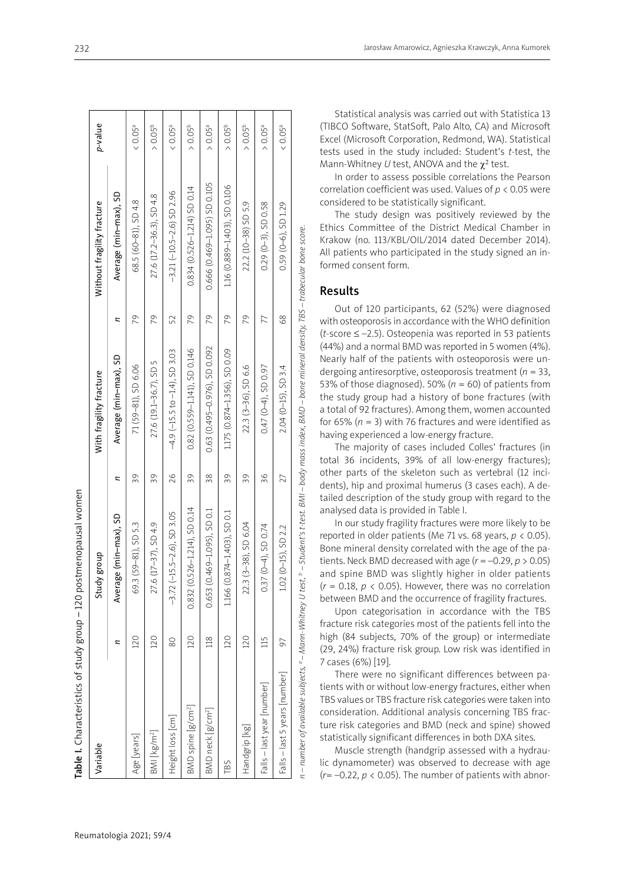**Table I.** Characteristics of study group – 120 postmenopausal women

| Variable | Study group | | With fragility fracture | | Without fragility fracture | | p-value |
|---|---|---|---|---|---|---|---|
| | n | Average (min–max), SD | n | Average (min–max), SD | n | Average (min–max), SD | |
| Age [years] | 120 | 69.3 (59–81), SD 5.3 | 39 | 71 (59–81), SD 6.06 | 79 | 68.5 (60–81), SD 4.8 | < 0.05[a] |
| BMI [kg/m²] | 120 | 27.6 (17–37), SD 4.9 | 39 | 27.6 (19.1–36.7), SD 5 | 79 | 27.6 (17.2–36.3), SD 4.8 | > 0.05[b] |
| Height loss [cm] | 80 | –3.72 (–15.5–2.6), SD 3.05 | 26 | –4.9 (–15.5 to –1.4), SD 3.03 | 52 | –3.21 (–10.5–2.6) SD 2.96 | < 0.05[a] |
| BMD spine [g/cm²] | 120 | 0.832 (0.526–1.214), SD 0.14 | 39 | 0.82 (0.559–1.141), SD 0.146 | 79 | 0.834 (0.526–1.214) SD 0.14 | > 0.05[b] |
| BMD neck [g/cm²] | 118 | 0.653 (0.469–1.095), SD 0.1 | 38 | 0.63 (0.495–0.976), SD 0.092 | 79 | 0.666 (0.469–1.095) SD 0.105 | > 0.05[a] |
| TBS | 120 | 1.166 (0.874–1.403), SD 0.1 | 39 | 1.175 (0.874–1.356), SD 0.09 | 79 | 1.16 (0.889–1.403), SD 0.106 | > 0.05[b] |
| Handgrip [kg] | 120 | 22.3 (3–38), SD 6.04 | 39 | 22.3 (3–36), SD 6.6 | 79 | 22.2 (10–38) SD 5.9 | > 0.05[b] |
| Falls – last year [number] | 115 | 0.37 (0–4), SD 0.74 | 36 | 0.47 (0–4), SD 0.97 | 77 | 0.29 (0–3), SD 0.58 | > 0.05[a] |
| Falls – last 5 years [number] | 97 | 1.02 (0–15), SD 2.2 | 27 | 2.04 (0–15), SD 3.4 | 68 | 0.59 (0–6), SD 1.29 | < 0.05[a] |

n – number of available subjects, [a] – Mann-Whitney U test, [b] – Student's t-test. BMI – body mass index, BMD – bone mineral density, TBS – trabecular bone score.

Statistical analysis was carried out with Statistica 13 (TIBCO Software, StatSoft, Palo Alto, CA) and Microsoft Excel (Microsoft Corporation, Redmond, WA). Statistical tests used in the study included: Student's *t*-test, the Mann-Whitney *U* test, ANOVA and the $\chi^2$ test.

In order to assess possible correlations the Pearson correlation coefficient was used. Values of $p < 0.05$ were considered to be statistically significant.

The study design was positively reviewed by the Ethics Committee of the District Medical Chamber in Krakow (no. 113/KBL/OIL/2014 dated December 2014). All patients who participated in the study signed an informed consent form.

## Results

Out of 120 participants, 62 (52%) were diagnosed with osteoporosis in accordance with the WHO definition (*t*-score ≤ –2.5). Osteopenia was reported in 53 patients (44%) and a normal BMD was reported in 5 women (4%). Nearly half of the patients with osteoporosis were undergoing antiresorptive, osteoporosis treatment ($n = 33$, 53% of those diagnosed). 50% ($n = 60$) of patients from the study group had a history of bone fractures (with a total of 92 fractures). Among them, women accounted for 65% ($n = 3$) with 76 fractures and were identified as having experienced a low-energy fracture.

The majority of cases included Colles' fractures (in total 36 incidents, 39% of all low-energy fractures); other parts of the skeleton such as vertebral (12 incidents), hip and proximal humerus (3 cases each). A detailed description of the study group with regard to the analysed data is provided in Table I.

In our study fragility fractures were more likely to be reported in older patients (Me 71 vs. 68 years, $p < 0.05$). Bone mineral density correlated with the age of the patients. Neck BMD decreased with age ($r = –0.29$, $p > 0.05$) and spine BMD was slightly higher in older patients ($r = 0.18$, $p < 0.05$). However, there was no correlation between BMD and the occurrence of fragility fractures.

Upon categorisation in accordance with the TBS fracture risk categories most of the patients fell into the high (84 subjects, 70% of the group) or intermediate (29, 24%) fracture risk group. Low risk was identified in 7 cases (6%) [19].

There were no significant differences between patients with or without low-energy fractures, either when TBS values or TBS fracture risk categories were taken into consideration. Additional analysis concerning TBS fracture risk categories and BMD (neck and spine) showed statistically significant differences in both DXA sites.

Muscle strength (handgrip assessed with a hydraulic dynamometer) was observed to decrease with age ($r = –0.22$, $p < 0.05$). The number of patients with abnor-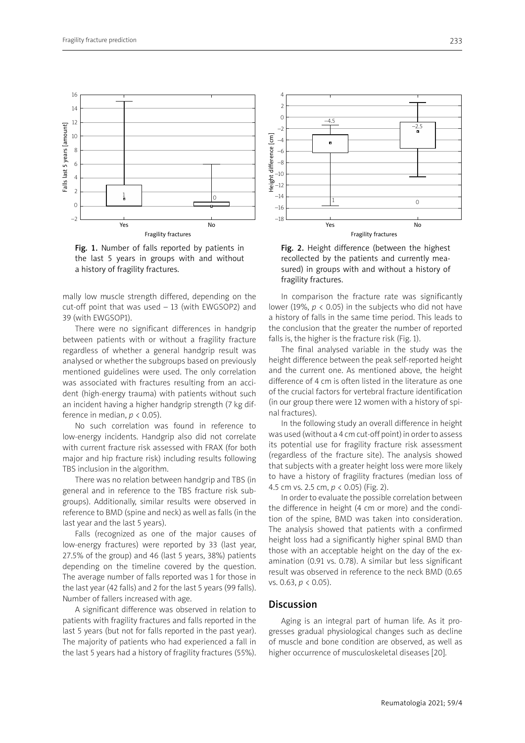Fig. 1. Number of falls reported by patients in the last 5 years in groups with and without a history of fragility fractures.

Fig. 2. Height difference (between the highest recollected by the patients and currently measured) in groups with and without a history of fragility fractures.

mally low muscle strength differed, depending on the cut-off point that was used – 13 (with EWGSOP2) and 39 (with EWGSOP1).

There were no significant differences in handgrip between patients with or without a fragility fracture regardless of whether a general handgrip result was analysed or whether the subgroups based on previously mentioned guidelines were used. The only correlation was associated with fractures resulting from an accident (high-energy trauma) with patients without such an incident having a higher handgrip strength (7 kg difference in median, $p < 0.05$).

No such correlation was found in reference to low-energy incidents. Handgrip also did not correlate with current fracture risk assessed with FRAX (for both major and hip fracture risk) including results following TBS inclusion in the algorithm.

There was no relation between handgrip and TBS (in general and in reference to the TBS fracture risk subgroups). Additionally, similar results were observed in reference to BMD (spine and neck) as well as falls (in the last year and the last 5 years).

Falls (recognized as one of the major causes of low-energy fractures) were reported by 33 (last year, 27.5% of the group) and 46 (last 5 years, 38%) patients depending on the timeline covered by the question. The average number of falls reported was 1 for those in the last year (42 falls) and 2 for the last 5 years (99 falls). Number of fallers increased with age.

A significant difference was observed in relation to patients with fragility fractures and falls reported in the last 5 years (but not for falls reported in the past year). The majority of patients who had experienced a fall in the last 5 years had a history of fragility fractures (55%). In comparison the fracture rate was significantly lower (19%, $p < 0.05$) in the subjects who did not have a history of falls in the same time period. This leads to the conclusion that the greater the number of reported falls is, the higher is the fracture risk (Fig. 1).

The final analysed variable in the study was the height difference between the peak self-reported height and the current one. As mentioned above, the height difference of 4 cm is often listed in the literature as one of the crucial factors for vertebral fracture identification (in our group there were 12 women with a history of spinal fractures).

In the following study an overall difference in height was used (without a 4 cm cut-off point) in order to assess its potential use for fragility fracture risk assessment (regardless of the fracture site). The analysis showed that subjects with a greater height loss were more likely to have a history of fragility fractures (median loss of 4.5 cm vs. 2.5 cm, $p < 0.05$) (Fig. 2).

In order to evaluate the possible correlation between the difference in height (4 cm or more) and the condition of the spine, BMD was taken into consideration. The analysis showed that patients with a confirmed height loss had a significantly higher spinal BMD than those with an acceptable height on the day of the examination (0.91 vs. 0.78). A similar but less significant result was observed in reference to the neck BMD (0.65 vs. 0.63, $p < 0.05$).

## Discussion

Aging is an integral part of human life. As it progresses gradual physiological changes such as decline of muscle and bone condition are observed, as well as higher occurrence of musculoskeletal diseases [20].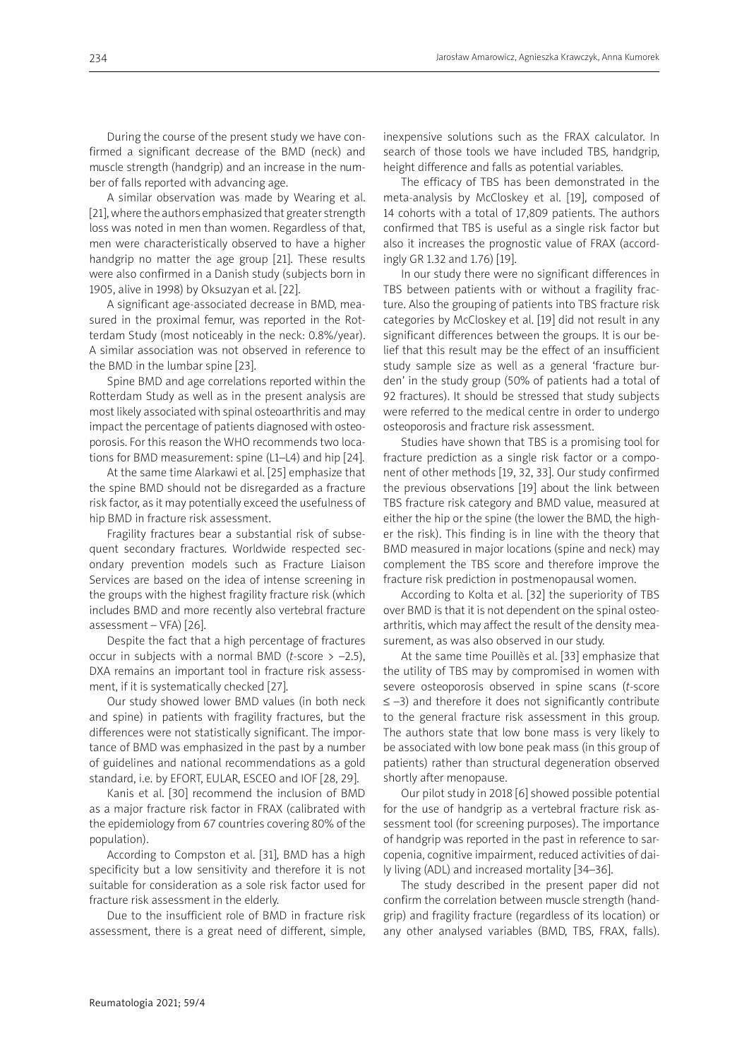During the course of the present study we have confirmed a significant decrease of the BMD (neck) and muscle strength (handgrip) and an increase in the number of falls reported with advancing age.

A similar observation was made by Wearing et al. [21], where the authors emphasized that greater strength loss was noted in men than women. Regardless of that, men were characteristically observed to have a higher handgrip no matter the age group [21]. These results were also confirmed in a Danish study (subjects born in 1905, alive in 1998) by Oksuzyan et al. [22].

A significant age-associated decrease in BMD, measured in the proximal femur, was reported in the Rotterdam Study (most noticeably in the neck: 0.8%/year). A similar association was not observed in reference to the BMD in the lumbar spine [23].

Spine BMD and age correlations reported within the Rotterdam Study as well as in the present analysis are most likely associated with spinal osteoarthritis and may impact the percentage of patients diagnosed with osteoporosis. For this reason the WHO recommends two locations for BMD measurement: spine (L1–L4) and hip [24].

At the same time Alarkawi et al. [25] emphasize that the spine BMD should not be disregarded as a fracture risk factor, as it may potentially exceed the usefulness of hip BMD in fracture risk assessment.

Fragility fractures bear a substantial risk of subsequent secondary fractures. Worldwide respected secondary prevention models such as Fracture Liaison Services are based on the idea of intense screening in the groups with the highest fragility fracture risk (which includes BMD and more recently also vertebral fracture assessment – VFA) [26].

Despite the fact that a high percentage of fractures occur in subjects with a normal BMD (*t*-score > –2.5), DXA remains an important tool in fracture risk assessment, if it is systematically checked [27].

Our study showed lower BMD values (in both neck and spine) in patients with fragility fractures, but the differences were not statistically significant. The importance of BMD was emphasized in the past by a number of guidelines and national recommendations as a gold standard, i.e. by EFORT, EULAR, ESCEO and IOF [28, 29].

Kanis et al. [30] recommend the inclusion of BMD as a major fracture risk factor in FRAX (calibrated with the epidemiology from 67 countries covering 80% of the population).

According to Compston et al. [31], BMD has a high specificity but a low sensitivity and therefore it is not suitable for consideration as a sole risk factor used for fracture risk assessment in the elderly.

Due to the insufficient role of BMD in fracture risk assessment, there is a great need of different, simple, inexpensive solutions such as the FRAX calculator. In search of those tools we have included TBS, handgrip, height difference and falls as potential variables.

The efficacy of TBS has been demonstrated in the meta-analysis by McCloskey et al. [19], composed of 14 cohorts with a total of 17,809 patients. The authors confirmed that TBS is useful as a single risk factor but also it increases the prognostic value of FRAX (accordingly GR 1.32 and 1.76) [19].

In our study there were no significant differences in TBS between patients with or without a fragility fracture. Also the grouping of patients into TBS fracture risk categories by McCloskey et al. [19] did not result in any significant differences between the groups. It is our belief that this result may be the effect of an insufficient study sample size as well as a general 'fracture burden' in the study group (50% of patients had a total of 92 fractures). It should be stressed that study subjects were referred to the medical centre in order to undergo osteoporosis and fracture risk assessment.

Studies have shown that TBS is a promising tool for fracture prediction as a single risk factor or a component of other methods [19, 32, 33]. Our study confirmed the previous observations [19] about the link between TBS fracture risk category and BMD value, measured at either the hip or the spine (the lower the BMD, the higher the risk). This finding is in line with the theory that BMD measured in major locations (spine and neck) may complement the TBS score and therefore improve the fracture risk prediction in postmenopausal women.

According to Kolta et al. [32] the superiority of TBS over BMD is that it is not dependent on the spinal osteoarthritis, which may affect the result of the density measurement, as was also observed in our study.

At the same time Pouillès et al. [33] emphasize that the utility of TBS may by compromised in women with severe osteoporosis observed in spine scans (*t*-score ≤ –3) and therefore it does not significantly contribute to the general fracture risk assessment in this group. The authors state that low bone mass is very likely to be associated with low bone peak mass (in this group of patients) rather than structural degeneration observed shortly after menopause.

Our pilot study in 2018 [6] showed possible potential for the use of handgrip as a vertebral fracture risk assessment tool (for screening purposes). The importance of handgrip was reported in the past in reference to sarcopenia, cognitive impairment, reduced activities of daily living (ADL) and increased mortality [34–36].

The study described in the present paper did not confirm the correlation between muscle strength (handgrip) and fragility fracture (regardless of its location) or any other analysed variables (BMD, TBS, FRAX, falls).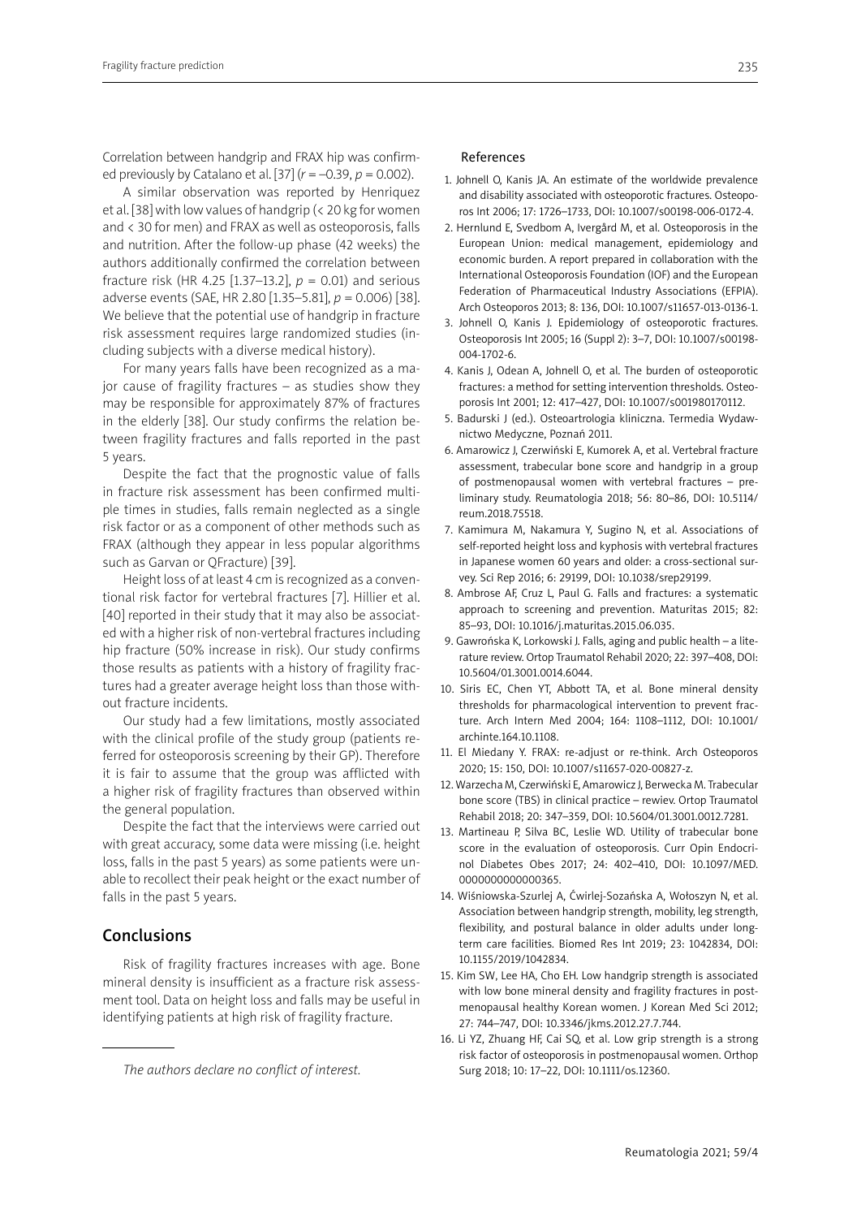Correlation between handgrip and FRAX hip was confirmed previously by Catalano et al. [37] ($r$ = –0.39, $p$ = 0.002).

A similar observation was reported by Henriquez et al. [38] with low values of handgrip (< 20 kg for women and < 30 for men) and FRAX as well as osteoporosis, falls and nutrition. After the follow-up phase (42 weeks) the authors additionally confirmed the correlation between fracture risk (HR 4.25 [1.37–13.2], $p$ = 0.01) and serious adverse events (SAE, HR 2.80 [1.35–5.81], $p$ = 0.006) [38]. We believe that the potential use of handgrip in fracture risk assessment requires large randomized studies (including subjects with a diverse medical history).

For many years falls have been recognized as a major cause of fragility fractures – as studies show they may be responsible for approximately 87% of fractures in the elderly [38]. Our study confirms the relation between fragility fractures and falls reported in the past 5 years.

Despite the fact that the prognostic value of falls in fracture risk assessment has been confirmed multiple times in studies, falls remain neglected as a single risk factor or as a component of other methods such as FRAX (although they appear in less popular algorithms such as Garvan or QFracture) [39].

Height loss of at least 4 cm is recognized as a conventional risk factor for vertebral fractures [7]. Hillier et al. [40] reported in their study that it may also be associated with a higher risk of non-vertebral fractures including hip fracture (50% increase in risk). Our study confirms those results as patients with a history of fragility fractures had a greater average height loss than those without fracture incidents.

Our study had a few limitations, mostly associated with the clinical profile of the study group (patients referred for osteoporosis screening by their GP). Therefore it is fair to assume that the group was afflicted with a higher risk of fragility fractures than observed within the general population.

Despite the fact that the interviews were carried out with great accuracy, some data were missing (i.e. height loss, falls in the past 5 years) as some patients were unable to recollect their peak height or the exact number of falls in the past 5 years.

## Conclusions

Risk of fragility fractures increases with age. Bone mineral density is insufficient as a fracture risk assessment tool. Data on height loss and falls may be useful in identifying patients at high risk of fragility fracture.

*The authors declare no conflict of interest.*

### References

1. Johnell O, Kanis JA. An estimate of the worldwide prevalence and disability associated with osteoporotic fractures. Osteoporos Int 2006; 17: 1726–1733, DOI: 10.1007/s00198-006-0172-4.
2. Hernlund E, Svedbom A, Ivergård M, et al. Osteoporosis in the European Union: medical management, epidemiology and economic burden. A report prepared in collaboration with the International Osteoporosis Foundation (IOF) and the European Federation of Pharmaceutical Industry Associations (EFPIA). Arch Osteoporos 2013; 8: 136, DOI: 10.1007/s11657-013-0136-1.
3. Johnell O, Kanis J. Epidemiology of osteoporotic fractures. Osteoporosis Int 2005; 16 (Suppl 2): 3–7, DOI: 10.1007/s00198-004-1702-6.
4. Kanis J, Odean A, Johnell O, et al. The burden of osteoporotic fractures: a method for setting intervention thresholds. Osteoporosis Int 2001; 12: 417–427, DOI: 10.1007/s001980170112.
5. Badurski J (ed.). Osteoartrologia kliniczna. Termedia Wydawnictwo Medyczne, Poznań 2011.
6. Amarowicz J, Czerwiński E, Kumorek A, et al. Vertebral fracture assessment, trabecular bone score and handgrip in a group of postmenopausal women with vertebral fractures – preliminary study. Reumatologia 2018; 56: 80–86, DOI: 10.5114/reum.2018.75518.
7. Kamimura M, Nakamura Y, Sugino N, et al. Associations of self-reported height loss and kyphosis with vertebral fractures in Japanese women 60 years and older: a cross-sectional survey. Sci Rep 2016; 6: 29199, DOI: 10.1038/srep29199.
8. Ambrose AF, Cruz L, Paul G. Falls and fractures: a systematic approach to screening and prevention. Maturitas 2015; 82: 85–93, DOI: 10.1016/j.maturitas.2015.06.035.
9. Gawrońska K, Lorkowski J. Falls, aging and public health – a literature review. Ortop Traumatol Rehabil 2020; 22: 397–408, DOI: 10.5604/01.3001.0014.6044.
10. Siris EC, Chen YT, Abbott TA, et al. Bone mineral density thresholds for pharmacological intervention to prevent fracture. Arch Intern Med 2004; 164: 1108–1112, DOI: 10.1001/archinte.164.10.1108.
11. El Miedany Y. FRAX: re-adjust or re-think. Arch Osteoporos 2020; 15: 150, DOI: 10.1007/s11657-020-00827-z.
12. Warzecha M, Czerwiński E, Amarowicz J, Berwecka M. Trabecular bone score (TBS) in clinical practice – rewiev. Ortop Traumatol Rehabil 2018; 20: 347–359, DOI: 10.5604/01.3001.0012.7281.
13. Martineau P, Silva BC, Leslie WD. Utility of trabecular bone score in the evaluation of osteoporosis. Curr Opin Endocrinol Diabetes Obes 2017; 24: 402–410, DOI: 10.1097/MED.0000000000000365.
14. Wiśniowska-Szurlej A, Ćwirlej-Sozańska A, Wołoszyn N, et al. Association between handgrip strength, mobility, leg strength, flexibility, and postural balance in older adults under long-term care facilities. Biomed Res Int 2019; 23: 1042834, DOI: 10.1155/2019/1042834.
15. Kim SW, Lee HA, Cho EH. Low handgrip strength is associated with low bone mineral density and fragility fractures in postmenopausal healthy Korean women. J Korean Med Sci 2012; 27: 744–747, DOI: 10.3346/jkms.2012.27.7.744.
16. Li YZ, Zhuang HF, Cai SQ, et al. Low grip strength is a strong risk factor of osteoporosis in postmenopausal women. Orthop Surg 2018; 10: 17–22, DOI: 10.1111/os.12360.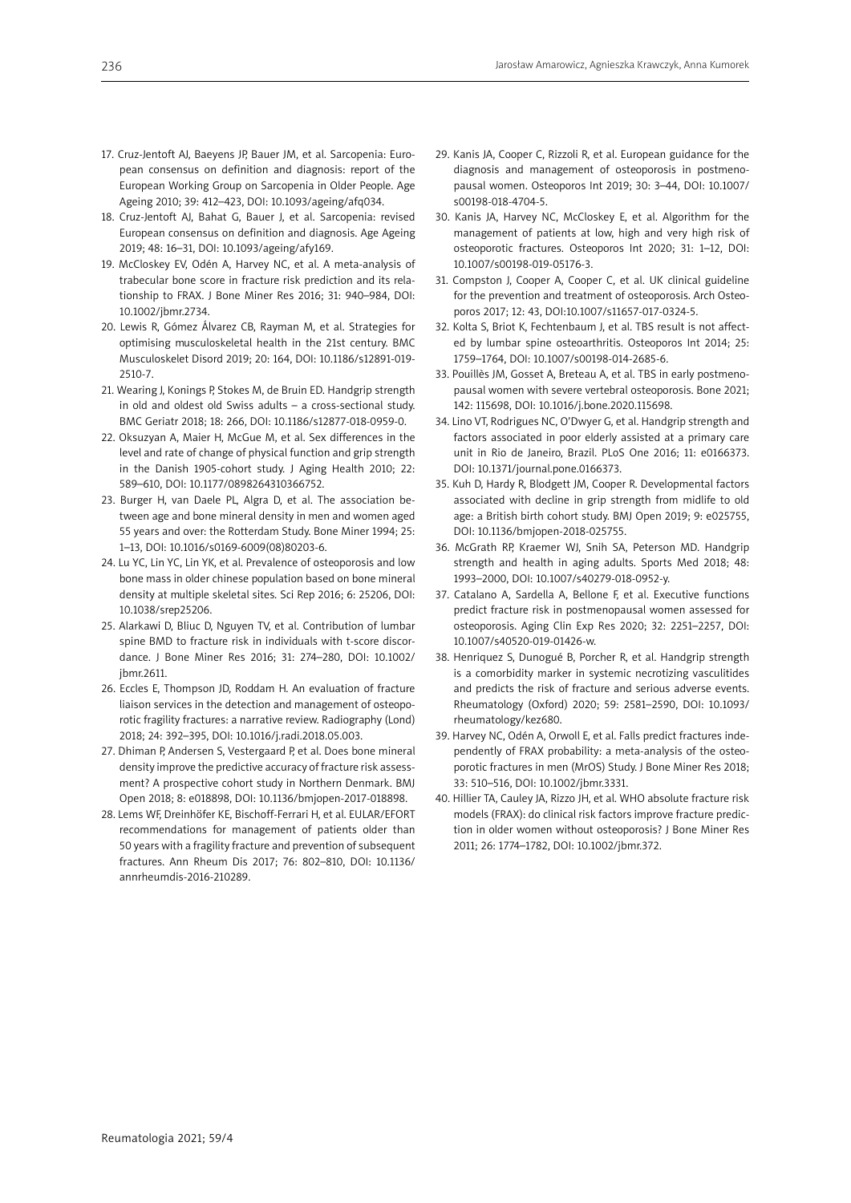17. Cruz-Jentoft AJ, Baeyens JP, Bauer JM, et al. Sarcopenia: European consensus on definition and diagnosis: report of the European Working Group on Sarcopenia in Older People. Age Ageing 2010; 39: 412–423, DOI: 10.1093/ageing/afq034.
18. Cruz-Jentoft AJ, Bahat G, Bauer J, et al. Sarcopenia: revised European consensus on definition and diagnosis. Age Ageing 2019; 48: 16–31, DOI: 10.1093/ageing/afy169.
19. McCloskey EV, Odén A, Harvey NC, et al. A meta-analysis of trabecular bone score in fracture risk prediction and its relationship to FRAX. J Bone Miner Res 2016; 31: 940–984, DOI: 10.1002/jbmr.2734.
20. Lewis R, Gómez Álvarez CB, Rayman M, et al. Strategies for optimising musculoskeletal health in the 21st century. BMC Musculoskelet Disord 2019; 20: 164, DOI: 10.1186/s12891-019-2510-7.
21. Wearing J, Konings P, Stokes M, de Bruin ED. Handgrip strength in old and oldest old Swiss adults – a cross-sectional study. BMC Geriatr 2018; 18: 266, DOI: 10.1186/s12877-018-0959-0.
22. Oksuzyan A, Maier H, McGue M, et al. Sex differences in the level and rate of change of physical function and grip strength in the Danish 1905-cohort study. J Aging Health 2010; 22: 589–610, DOI: 10.1177/0898264310366752.
23. Burger H, van Daele PL, Algra D, et al. The association between age and bone mineral density in men and women aged 55 years and over: the Rotterdam Study. Bone Miner 1994; 25: 1–13, DOI: 10.1016/s0169-6009(08)80203-6.
24. Lu YC, Lin YC, Lin YK, et al. Prevalence of osteoporosis and low bone mass in older chinese population based on bone mineral density at multiple skeletal sites. Sci Rep 2016; 6: 25206, DOI: 10.1038/srep25206.
25. Alarkawi D, Bliuc D, Nguyen TV, et al. Contribution of lumbar spine BMD to fracture risk in individuals with t-score discordance. J Bone Miner Res 2016; 31: 274–280, DOI: 10.1002/jbmr.2611.
26. Eccles E, Thompson JD, Roddam H. An evaluation of fracture liaison services in the detection and management of osteoporotic fragility fractures: a narrative review. Radiography (Lond) 2018; 24: 392–395, DOI: 10.1016/j.radi.2018.05.003.
27. Dhiman P, Andersen S, Vestergaard P, et al. Does bone mineral density improve the predictive accuracy of fracture risk assessment? A prospective cohort study in Northern Denmark. BMJ Open 2018; 8: e018898, DOI: 10.1136/bmjopen-2017-018898.
28. Lems WF, Dreinhöfer KE, Bischoff-Ferrari H, et al. EULAR/EFORT recommendations for management of patients older than 50 years with a fragility fracture and prevention of subsequent fractures. Ann Rheum Dis 2017; 76: 802–810, DOI: 10.1136/annrheumdis-2016-210289.
29. Kanis JA, Cooper C, Rizzoli R, et al. European guidance for the diagnosis and management of osteoporosis in postmenopausal women. Osteoporos Int 2019; 30: 3–44, DOI: 10.1007/s00198-018-4704-5.
30. Kanis JA, Harvey NC, McCloskey E, et al. Algorithm for the management of patients at low, high and very high risk of osteoporotic fractures. Osteoporos Int 2020; 31: 1–12, DOI: 10.1007/s00198-019-05176-3.
31. Compston J, Cooper A, Cooper C, et al. UK clinical guideline for the prevention and treatment of osteoporosis. Arch Osteoporos 2017; 12: 43, DOI:10.1007/s11657-017-0324-5.
32. Kolta S, Briot K, Fechtenbaum J, et al. TBS result is not affected by lumbar spine osteoarthritis. Osteoporos Int 2014; 25: 1759–1764, DOI: 10.1007/s00198-014-2685-6.
33. Pouillès JM, Gosset A, Breteau A, et al. TBS in early postmenopausal women with severe vertebral osteoporosis. Bone 2021; 142: 115698, DOI: 10.1016/j.bone.2020.115698.
34. Lino VT, Rodrigues NC, O'Dwyer G, et al. Handgrip strength and factors associated in poor elderly assisted at a primary care unit in Rio de Janeiro, Brazil. PLoS One 2016; 11: e0166373. DOI: 10.1371/journal.pone.0166373.
35. Kuh D, Hardy R, Blodgett JM, Cooper R. Developmental factors associated with decline in grip strength from midlife to old age: a British birth cohort study. BMJ Open 2019; 9: e025755, DOI: 10.1136/bmjopen-2018-025755.
36. McGrath RP, Kraemer WJ, Snih SA, Peterson MD. Handgrip strength and health in aging adults. Sports Med 2018; 48: 1993–2000, DOI: 10.1007/s40279-018-0952-y.
37. Catalano A, Sardella A, Bellone F, et al. Executive functions predict fracture risk in postmenopausal women assessed for osteoporosis. Aging Clin Exp Res 2020; 32: 2251–2257, DOI: 10.1007/s40520-019-01426-w.
38. Henriquez S, Dunogué B, Porcher R, et al. Handgrip strength is a comorbidity marker in systemic necrotizing vasculitides and predicts the risk of fracture and serious adverse events. Rheumatology (Oxford) 2020; 59: 2581–2590, DOI: 10.1093/rheumatology/kez680.
39. Harvey NC, Odén A, Orwoll E, et al. Falls predict fractures independently of FRAX probability: a meta-analysis of the osteoporotic fractures in men (MrOS) Study. J Bone Miner Res 2018; 33: 510–516, DOI: 10.1002/jbmr.3331.
40. Hillier TA, Cauley JA, Rizzo JH, et al. WHO absolute fracture risk models (FRAX): do clinical risk factors improve fracture prediction in older women without osteoporosis? J Bone Miner Res 2011; 26: 1774–1782, DOI: 10.1002/jbmr.372.